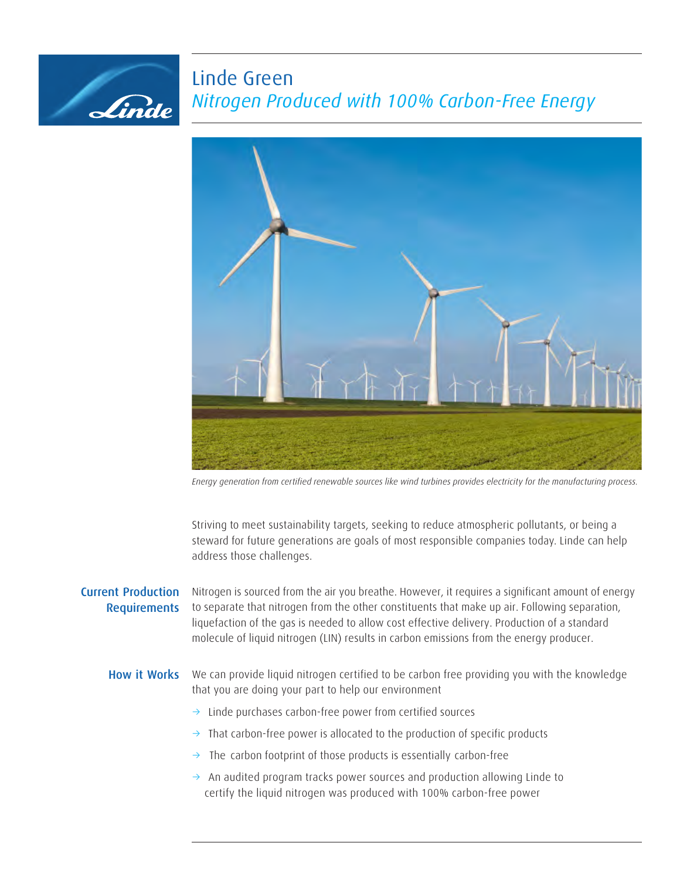# Linde Green

## *Nitrogen Produced with 100% Carbon-Free Energy*

*Energy generation from certified renewable sources like wind turbines provides electricity for the manufacturing process.*

Striving to meet sustainability targets, seeking to reduce atmospheric pollutants, or being a steward for future generations are goals of most responsible companies today. Linde can help address those challenges.

### Current Production Requirements

Nitrogen is sourced from the air you breathe. However, it requires a significant amount of energy to separate that nitrogen from the other constituents that make up air. Following separation, liquefaction of the gas is needed to allow cost effective delivery. Production of a standard molecule of liquid nitrogen (LIN) results in carbon emissions from the energy producer.

### How it Works

We can provide liquid nitrogen certified to be carbon free providing you with the knowledge that you are doing your part to help our environment

- Linde purchases carbon-free power from certified sources
- That carbon-free power is allocated to the production of specific products
- The carbon footprint of those products is essentially carbon-free
- An audited program tracks power sources and production allowing Linde to certify the liquid nitrogen was produced with 100% carbon-free power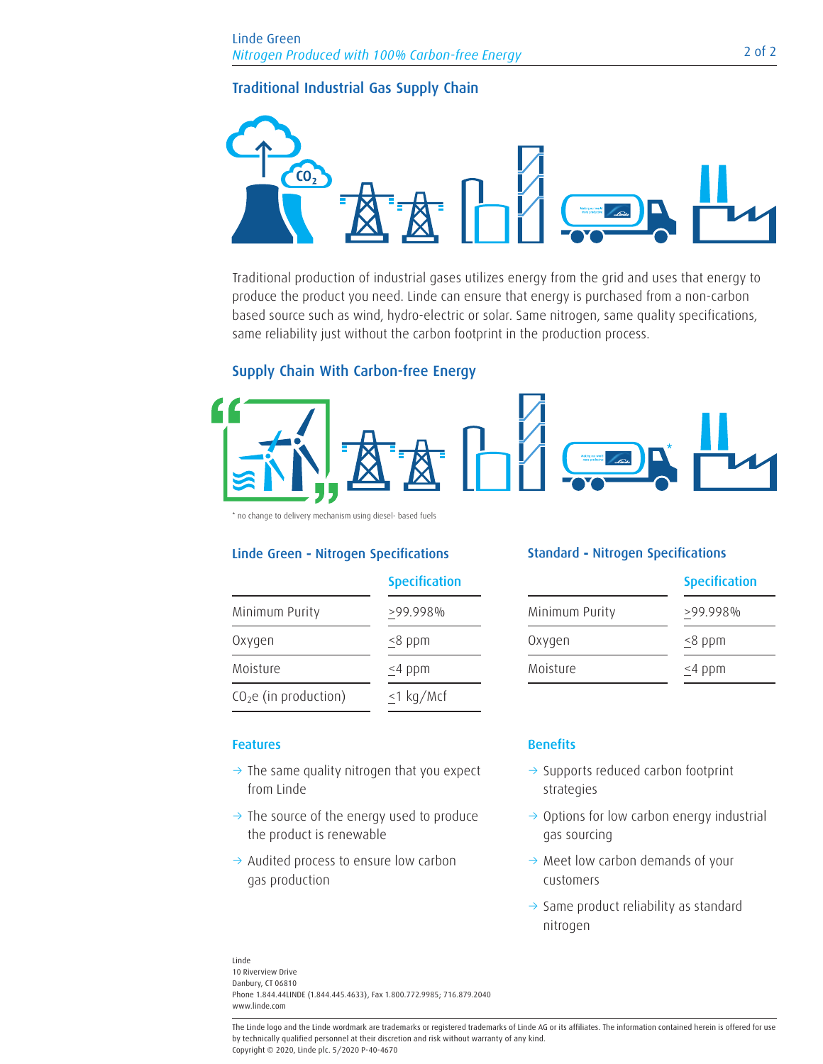## Traditional Industrial Gas Supply Chain

$CO_2$

Traditional production of industrial gases utilizes energy from the grid and uses that energy to produce the product you need. Linde can ensure that energy is purchased from a non-carbon based source such as wind, hydro-electric or solar. Same nitrogen, same quality specifications, same reliability just without the carbon footprint in the production process.

## Supply Chain With Carbon-free Energy

* no change to delivery mechanism using diesel- based fuels

### Linde Green - Nitrogen Specifications

| | Specification |
|---|---|
| Minimum Purity | ≥99.998% |
| Oxygen | ≤8 ppm |
| Moisture | ≤4 ppm |
| $CO_2e$ (in production) | ≤1 kg/Mcf |

### Standard - Nitrogen Specifications

| | Specification |
|---|---|
| Minimum Purity | ≥99.998% |
| Oxygen | ≤8 ppm |
| Moisture | ≤4 ppm |

### Features

→ The same quality nitrogen that you expect from Linde

→ The source of the energy used to produce the product is renewable

→ Audited process to ensure low carbon gas production

### Benefits

→ Supports reduced carbon footprint strategies

→ Options for low carbon energy industrial gas sourcing

→ Meet low carbon demands of your customers

→ Same product reliability as standard nitrogen

Linde
10 Riverview Drive
Danbury, CT 06810
Phone 1.844.44LINDE (1.844.445.4633), Fax 1.800.772.9985; 716.879.2040
www.linde.com

The Linde logo and the Linde wordmark are trademarks or registered trademarks of Linde AG or its affiliates. The information contained herein is offered for use by technically qualified personnel at their discretion and risk without warranty of any kind.
Copyright © 2020, Linde plc. 5/2020 P-40-4670